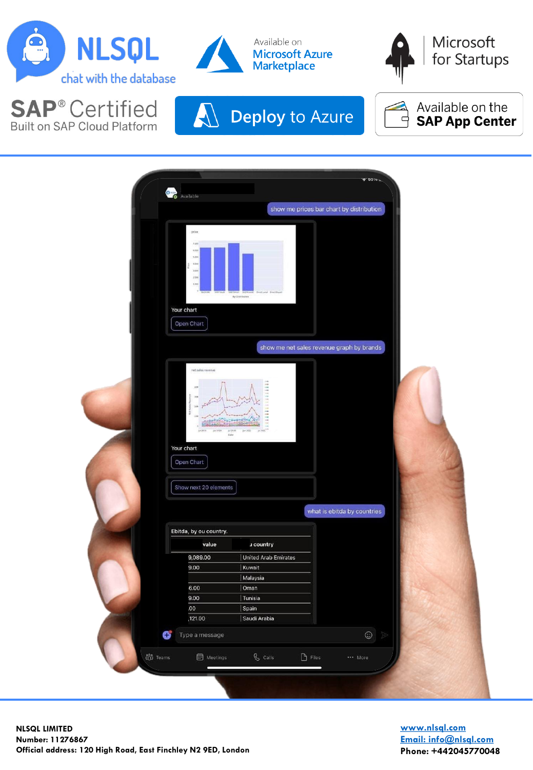NLSQL

chat with the database

Available on Microsoft Azure Marketplace

Microsoft for Startups

SAP® Certified
Built on SAP Cloud Platform

Deploy to Azure

Available on the SAP App Center

---

**NLSQL LIMITED**
**Number: 11276867**
**Official address: 120 High Road, East Finchley N2 9ED, London**

[www.nlsql.com](http://www.nlsql.com)
[Email: info@nlsql.com](mailto:info@nlsql.com)
**Phone: +442045770048**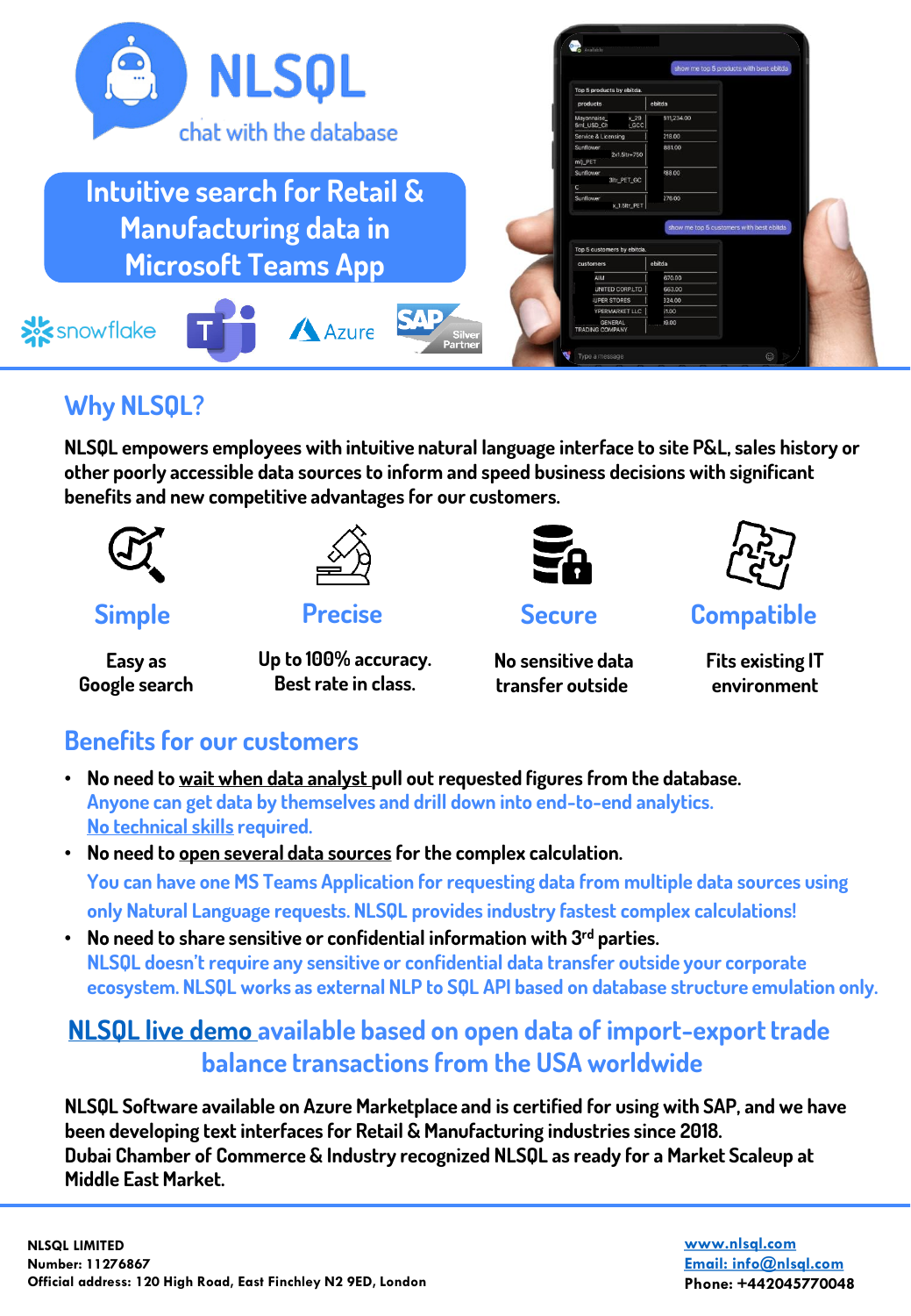# NLSQL

chat with the database

## Intuitive search for Retail & Manufacturing data in Microsoft Teams App

snowflake Azure SAP Silver Partner

## Why NLSQL?

**NLSQL empowers employees with intuitive natural language interface to site P&L, sales history or other poorly accessible data sources to inform and speed business decisions with significant benefits and new competitive advantages for our customers.**

### Simple

Easy as Google search

### Precise

Up to 100% accuracy. Best rate in class.

### Secure

No sensitive data transfer outside

### Compatible

Fits existing IT environment

## Benefits for our customers

- **No need to wait when data analyst pull out requested figures from the database.**
  Anyone can get data by themselves and drill down into end-to-end analytics.
  No technical skills required.
- **No need to open several data sources for the complex calculation.**
  You can have one MS Teams Application for requesting data from multiple data sources using only Natural Language requests. NLSQL provides industry fastest complex calculations!
- **No need to share sensitive or confidential information with 3rd parties.**
  NLSQL doesn't require any sensitive or confidential data transfer outside your corporate ecosystem. NLSQL works as external NLP to SQL API based on database structure emulation only.

## NLSQL live demo available based on open data of import-export trade balance transactions from the USA worldwide

**NLSQL Software available on Azure Marketplace and is certified for using with SAP, and we have been developing text interfaces for Retail & Manufacturing industries since 2018.
Dubai Chamber of Commerce & Industry recognized NLSQL as ready for a Market Scaleup at Middle East Market.**

**NLSQL LIMITED**
**Number: 11276867**
**Official address: 120 High Road, East Finchley N2 9ED, London**

**www.nlsql.com**
**Email: info@nlsql.com**
**Phone: +442045770048**